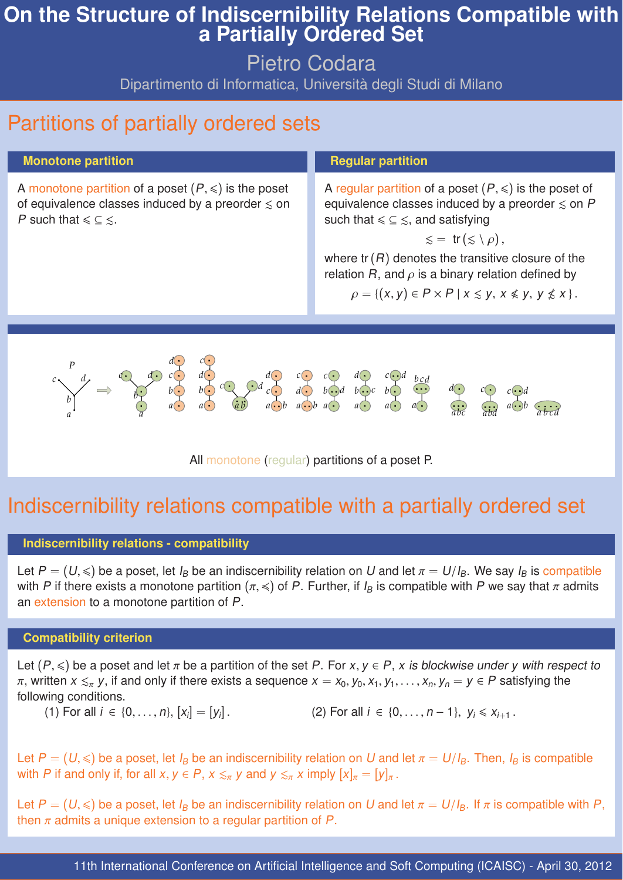# On the Structure of Indiscernibility Relations Compatible with a Partially Ordered Set

Pietro Codara

Dipartimento di Informatica, Università degli Studi di Milano

## Partitions of partially ordered sets

### Monotone partition

A monotone partition of a poset $(P, \leqslant)$ is the poset of equivalence classes induced by a preorder $\lesssim$ on $P$ such that $\leqslant \subseteq \lesssim$.

### Regular partition

A regular partition of a poset $(P, \leqslant)$ is the poset of equivalence classes induced by a preorder $\lesssim$ on $P$ such that $\leqslant \subseteq \lesssim$, and satisfying

$$\lesssim \; = \; \mathrm{tr}\,(\lesssim \setminus \rho)\,,$$

where $\mathrm{tr}\,(R)$ denotes the transitive closure of the relation $R$, and $\rho$ is a binary relation defined by

$$\rho = \{(x, y) \in P \times P \mid x \lesssim y,\; x \nleqslant y,\; y \not\lesssim x\}\,.$$

All monotone (regular) partitions of a poset P.

## Indiscernibility relations compatible with a partially ordered set

### Indiscernibility relations - compatibility

Let $P = (U, \leqslant)$ be a poset, let $I_B$ be an indiscernibility relation on $U$ and let $\pi = U/I_B$. We say $I_B$ is compatible with $P$ if there exists a monotone partition $(\pi, \preccurlyeq)$ of $P$. Further, if $I_B$ is compatible with $P$ we say that $\pi$ admits an extension to a monotone partition of $P$.

### Compatibility criterion

Let $(P, \leqslant)$ be a poset and let $\pi$ be a partition of the set $P$. For $x, y \in P$, $x$ *is blockwise under* $y$ *with respect to* $\pi$, written $x \lesssim_\pi y$, if and only if there exists a sequence $x = x_0, y_0, x_1, y_1, \ldots, x_n, y_n = y \in P$ satisfying the following conditions.

(1) For all $i \in \{0, \ldots, n\}$, $[x_i] = [y_i]$.

(2) For all $i \in \{0, \ldots, n-1\}$, $y_i \leqslant x_{i+1}$.

Let $P = (U, \leqslant)$ be a poset, let $I_B$ be an indiscernibility relation on $U$ and let $\pi = U/I_B$. Then, $I_B$ is compatible with $P$ if and only if, for all $x, y \in P$, $x \lesssim_\pi y$ and $y \lesssim_\pi x$ imply $[x]_\pi = [y]_\pi$.

Let $P = (U, \leqslant)$ be a poset, let $I_B$ be an indiscernibility relation on $U$ and let $\pi = U/I_B$. If $\pi$ is compatible with $P$, then $\pi$ admits a unique extension to a regular partition of $P$.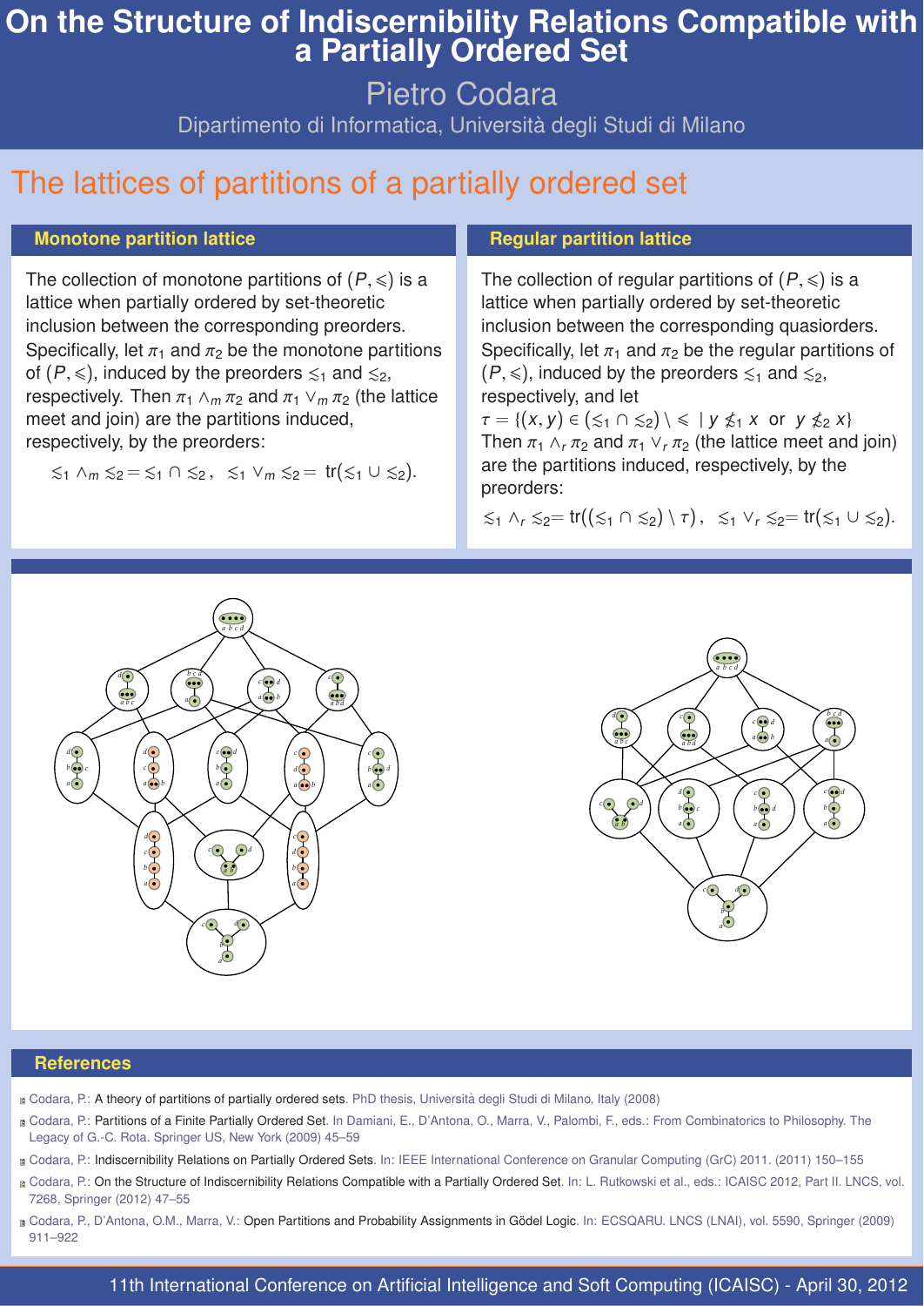# On the Structure of Indiscernibility Relations Compatible with a Partially Ordered Set

Pietro Codara

Dipartimento di Informatica, Università degli Studi di Milano

## The lattices of partitions of a partially ordered set

### Monotone partition lattice

The collection of monotone partitions of $(P, \leqslant)$ is a lattice when partially ordered by set-theoretic inclusion between the corresponding preorders. Specifically, let $\pi_1$ and $\pi_2$ be the monotone partitions of $(P, \leqslant)$, induced by the preorders $\lesssim_1$ and $\lesssim_2$, respectively. Then $\pi_1 \wedge_m \pi_2$ and $\pi_1 \vee_m \pi_2$ (the lattice meet and join) are the partitions induced, respectively, by the preorders:

$$\lesssim_1 \wedge_m \lesssim_2 = \lesssim_1 \cap \lesssim_2 \,, \quad \lesssim_1 \vee_m \lesssim_2 = \mathrm{tr}(\lesssim_1 \cup \lesssim_2).$$

### Regular partition lattice

The collection of regular partitions of $(P, \leqslant)$ is a lattice when partially ordered by set-theoretic inclusion between the corresponding quasiorders. Specifically, let $\pi_1$ and $\pi_2$ be the regular partitions of $(P, \leqslant)$, induced by the preorders $\lesssim_1$ and $\lesssim_2$, respectively, and let

$\tau = \{(x, y) \in (\lesssim_1 \cap \lesssim_2) \setminus \leqslant \mid y \not\lesssim_1 x \text{ or } y \not\lesssim_2 x\}$

Then $\pi_1 \wedge_r \pi_2$ and $\pi_1 \vee_r \pi_2$ (the lattice meet and join) are the partitions induced, respectively, by the preorders:

$$\lesssim_1 \wedge_r \lesssim_2 = \mathrm{tr}((\lesssim_1 \cap \lesssim_2) \setminus \tau)\,, \quad \lesssim_1 \vee_r \lesssim_2 = \mathrm{tr}(\lesssim_1 \cup \lesssim_2).$$

## References

- Codara, P.: A theory of partitions of partially ordered sets. PhD thesis, Università degli Studi di Milano, Italy (2008)
- Codara, P.: Partitions of a Finite Partially Ordered Set. In Damiani, E., D'Antona, O., Marra, V., Palombi, F., eds.: From Combinatorics to Philosophy. The Legacy of G.-C. Rota. Springer US, New York (2009) 45–59
- Codara, P.: Indiscernibility Relations on Partially Ordered Sets. In: IEEE International Conference on Granular Computing (GrC) 2011. (2011) 150–155
- Codara, P.: On the Structure of Indiscernibility Relations Compatible with a Partially Ordered Set. In: L. Rutkowski et al., eds.: ICAISC 2012, Part II. LNCS, vol. 7268, Springer (2012) 47–55
- Codara, P., D'Antona, O.M., Marra, V.: Open Partitions and Probability Assignments in Gödel Logic. In: ECSQARU. LNCS (LNAI), vol. 5590, Springer (2009) 911–922

11th International Conference on Artificial Intelligence and Soft Computing (ICAISC) - April 30, 2012